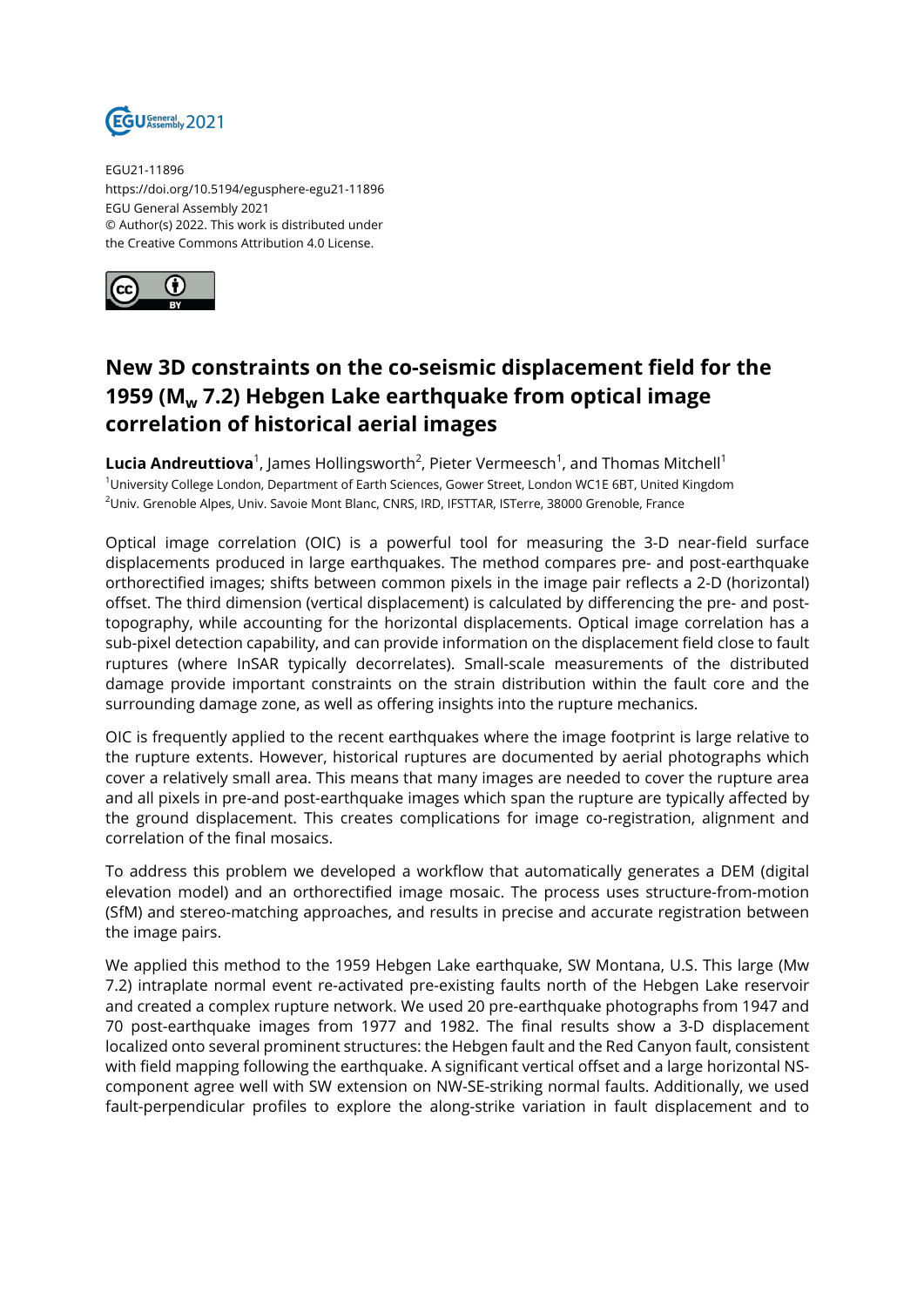EGU21-11896
https://doi.org/10.5194/egusphere-egu21-11896
EGU General Assembly 2021
© Author(s) 2022. This work is distributed under
the Creative Commons Attribution 4.0 License.

# New 3D constraints on the co-seismic displacement field for the 1959 ($M_w$ 7.2) Hebgen Lake earthquake from optical image correlation of historical aerial images

**Lucia Andreuttiova**[1], James Hollingsworth[2], Pieter Vermeesch[1], and Thomas Mitchell[1]
[1]University College London, Department of Earth Sciences, Gower Street, London WC1E 6BT, United Kingdom
[2]Univ. Grenoble Alpes, Univ. Savoie Mont Blanc, CNRS, IRD, IFSTTAR, ISTerre, 38000 Grenoble, France

Optical image correlation (OIC) is a powerful tool for measuring the 3-D near-field surface displacements produced in large earthquakes. The method compares pre- and post-earthquake orthorectified images; shifts between common pixels in the image pair reflects a 2-D (horizontal) offset. The third dimension (vertical displacement) is calculated by differencing the pre- and post-topography, while accounting for the horizontal displacements. Optical image correlation has a sub-pixel detection capability, and can provide information on the displacement field close to fault ruptures (where InSAR typically decorrelates). Small-scale measurements of the distributed damage provide important constraints on the strain distribution within the fault core and the surrounding damage zone, as well as offering insights into the rupture mechanics.

OIC is frequently applied to the recent earthquakes where the image footprint is large relative to the rupture extents. However, historical ruptures are documented by aerial photographs which cover a relatively small area. This means that many images are needed to cover the rupture area and all pixels in pre-and post-earthquake images which span the rupture are typically affected by the ground displacement. This creates complications for image co-registration, alignment and correlation of the final mosaics.

To address this problem we developed a workflow that automatically generates a DEM (digital elevation model) and an orthorectified image mosaic. The process uses structure-from-motion (SfM) and stereo-matching approaches, and results in precise and accurate registration between the image pairs.

We applied this method to the 1959 Hebgen Lake earthquake, SW Montana, U.S. This large (Mw 7.2) intraplate normal event re-activated pre-existing faults north of the Hebgen Lake reservoir and created a complex rupture network. We used 20 pre-earthquake photographs from 1947 and 70 post-earthquake images from 1977 and 1982. The final results show a 3-D displacement localized onto several prominent structures: the Hebgen fault and the Red Canyon fault, consistent with field mapping following the earthquake. A significant vertical offset and a large horizontal NS-component agree well with SW extension on NW-SE-striking normal faults. Additionally, we used fault-perpendicular profiles to explore the along-strike variation in fault displacement and to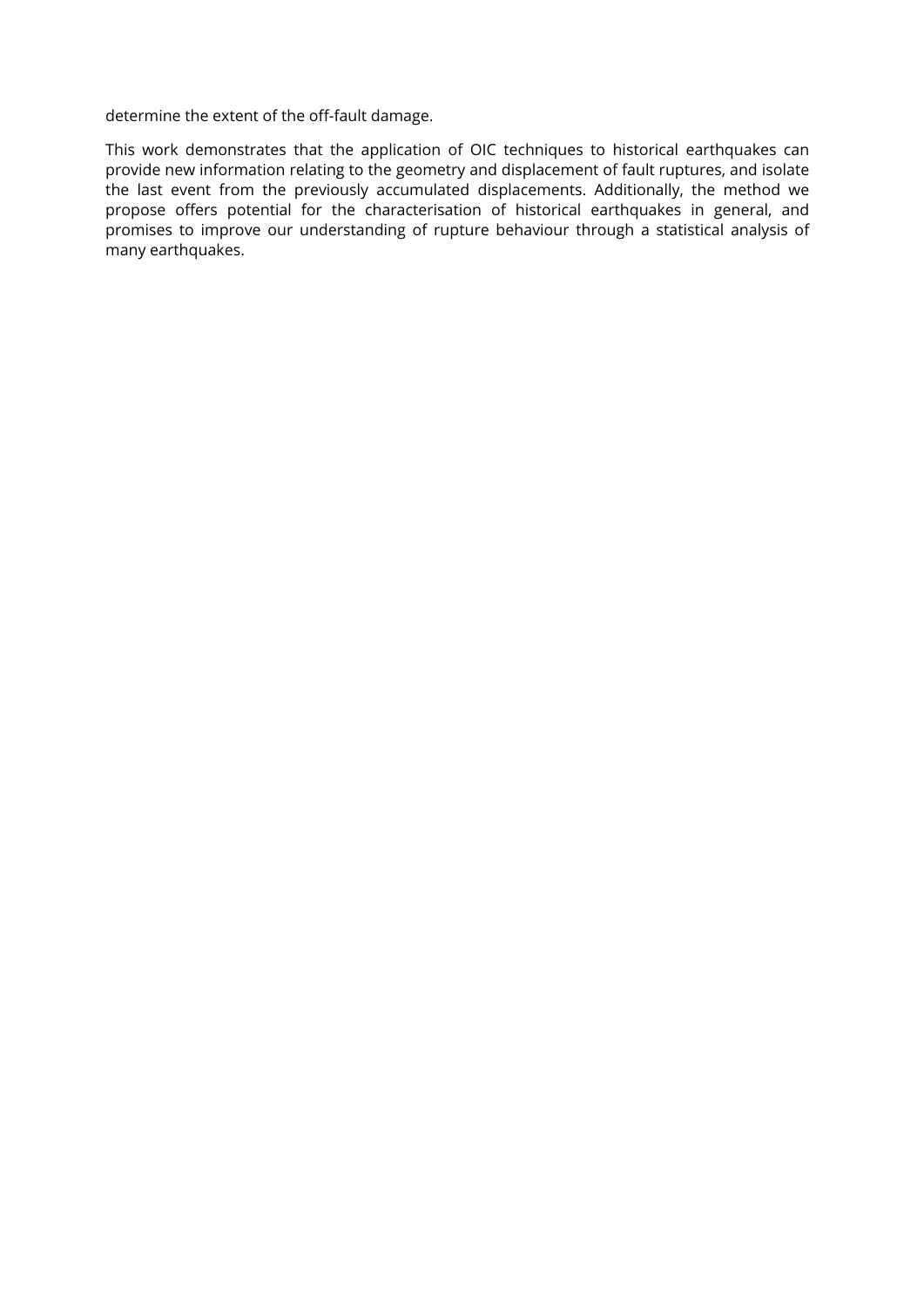determine the extent of the off-fault damage.

This work demonstrates that the application of OIC techniques to historical earthquakes can provide new information relating to the geometry and displacement of fault ruptures, and isolate the last event from the previously accumulated displacements. Additionally, the method we propose offers potential for the characterisation of historical earthquakes in general, and promises to improve our understanding of rupture behaviour through a statistical analysis of many earthquakes.